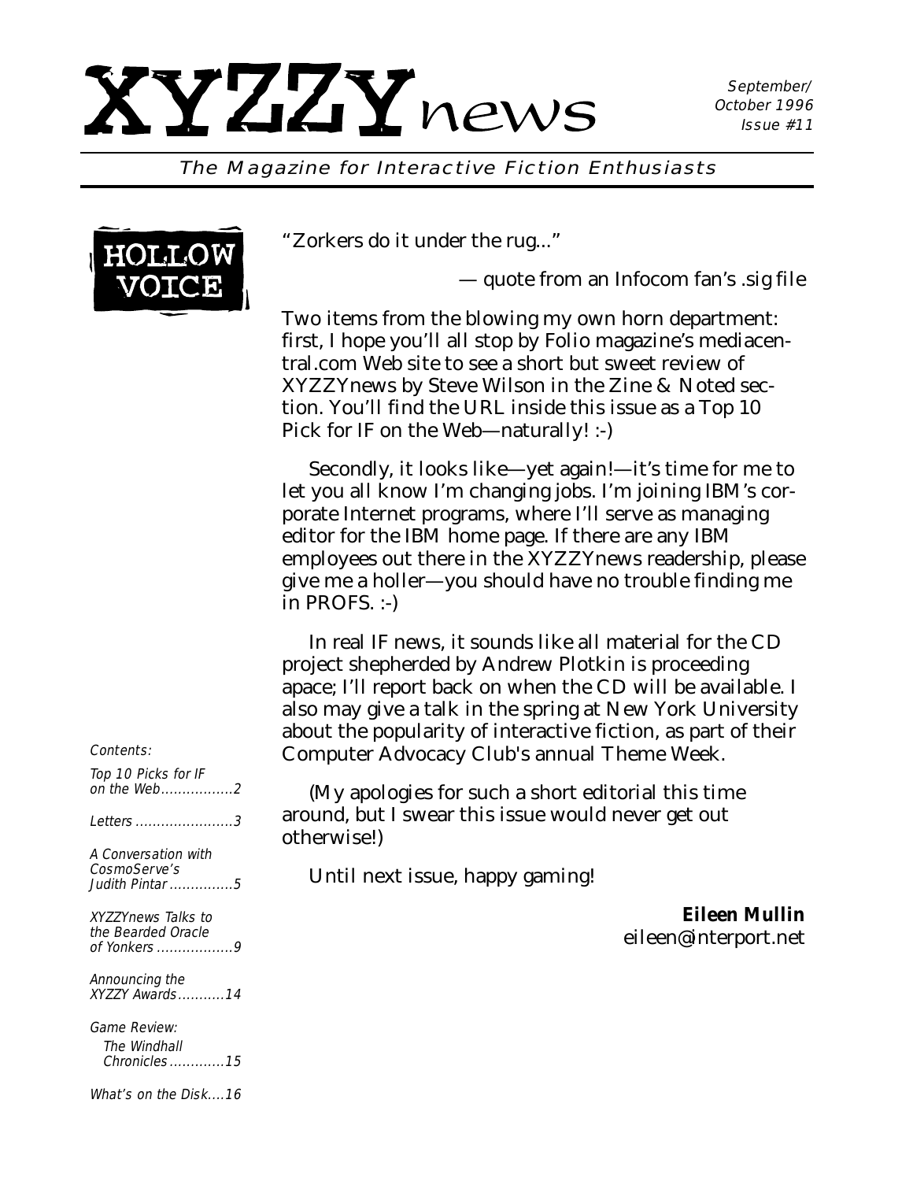# XYZZYnews

September/October 1996
Issue #11

*The Magazine for Interactive Fiction Enthusiasts*

## HOLLOW VOICE

"Zorkers do it under the rug..."

— quote from an Infocom fan's .sig file

Two items from the blowing my own horn department: first, I hope you'll all stop by Folio magazine's mediacentral.com Web site to see a short but sweet review of XYZZYnews by Steve Wilson in the Zine & Noted section. You'll find the URL inside this issue as a Top 10 Pick for IF on the Web—naturally! :-)

Secondly, it looks like—yet again!—it's time for me to let you all know I'm changing jobs. I'm joining IBM's corporate Internet programs, where I'll serve as managing editor for the IBM home page. If there are any IBM employees out there in the XYZZYnews readership, please give me a holler—you should have no trouble finding me in PROFS. :-)

In real IF news, it sounds like all material for the CD project shepherded by Andrew Plotkin is proceeding apace; I'll report back on when the CD will be available. I also may give a talk in the spring at New York University about the popularity of interactive fiction, as part of their Computer Advocacy Club's annual Theme Week.

(My apologies for such a short editorial this time around, but I swear this issue would never get out otherwise!)

Until next issue, happy gaming!

**Eileen Mullin**
eileen@interport.net

*Contents:*

- *Top 10 Picks for IF on the Web*.................2
- *Letters*.......................3
- *A Conversation with CosmoServe's Judith Pintar*...............5
- *XYZZYnews Talks to the Bearded Oracle of Yonkers*.................9
- *Announcing the XYZZY Awards*...........14
- *Game Review: The Windhall Chronicles*............15
- *What's on the Disk*....16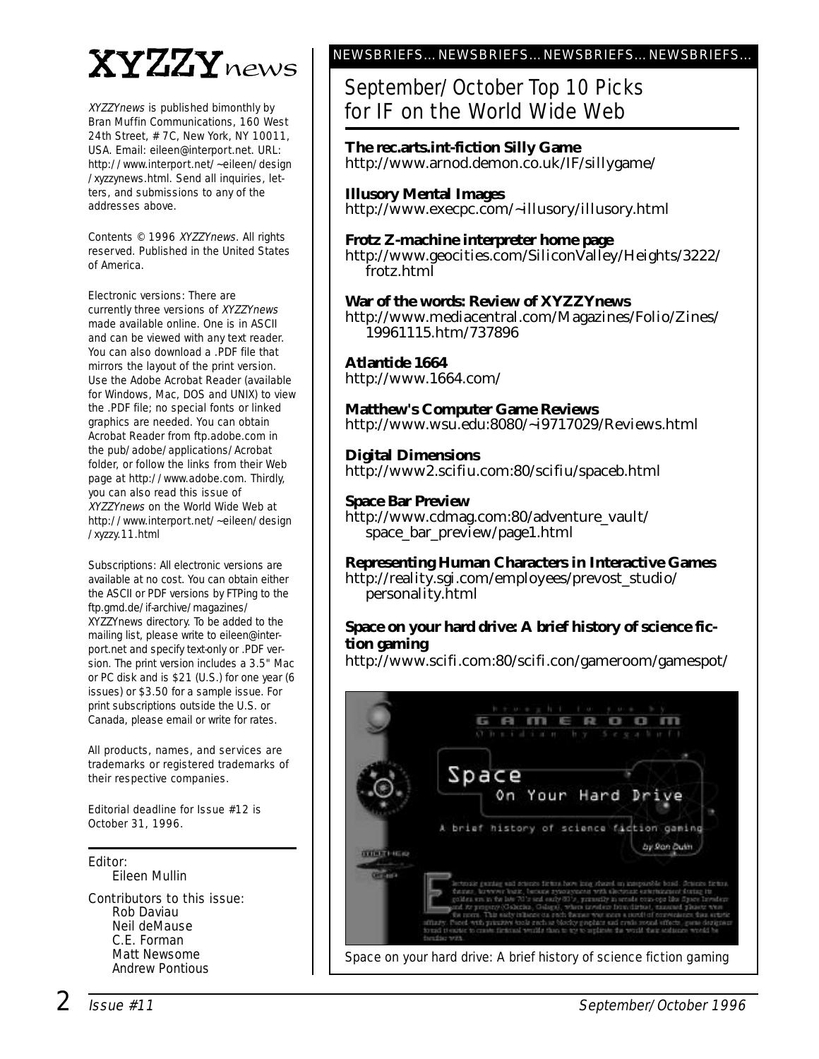# XYZZYnews

*XYZZYnews* is published bimonthly by Bran Muffin Communications, 160 West 24th Street, #7C, New York, NY 10011, USA. Email: eileen@interport.net. URL: http://www.interport.net/~eileen/design/xyzzynews.html. Send all inquiries, letters, and submissions to any of the addresses above.

Contents © 1996 *XYZZYnews*. All rights reserved. Published in the United States of America.

Electronic versions: There are currently three versions of *XYZZYnews* made available online. One is in ASCII and can be viewed with any text reader. You can also download a .PDF file that mirrors the layout of the print version. Use the Adobe Acrobat Reader (available for Windows, Mac, DOS and UNIX) to view the .PDF file; no special fonts or linked graphics are needed. You can obtain Acrobat Reader from ftp.adobe.com in the pub/adobe/applications/Acrobat folder, or follow the links from their Web page at http://www.adobe.com. Thirdly, you can also read this issue of *XYZZYnews* on the World Wide Web at http://www.interport.net/~eileen/design/xyzzy.11.html

Subscriptions: All electronic versions are available at no cost. You can obtain either the ASCII or PDF versions by FTPing to the ftp.gmd.de/if-archive/magazines/XYZZYnews directory. To be added to the mailing list, please write to eileen@interport.net and specify text-only or .PDF version. The print version includes a 3.5" Mac or PC disk and is $21 (U.S.) for one year (6 issues) or $3.50 for a sample issue. For print subscriptions outside the U.S. or Canada, please email or write for rates.

All products, names, and services are trademarks or registered trademarks of their respective companies.

Editorial deadline for Issue #12 is October 31, 1996.

Editor:
Eileen Mullin

Contributors to this issue:
Rob Daviau
Neil deMause
C.E. Forman
Matt Newsome
Andrew Pontious

NEWSBRIEFS... NEWSBRIEFS... NEWSBRIEFS... NEWSBRIEFS...

## September/October Top 10 Picks for IF on the World Wide Web

**The rec.arts.int-fiction Silly Game**
http://www.arnod.demon.co.uk/IF/sillygame/

**Illusory Mental Images**
http://www.execpc.com/~illusory/illusory.html

**Frotz Z-machine interpreter home page**
http://www.geocities.com/SiliconValley/Heights/3222/frotz.html

**War of the words: Review of XYZZYnews**
http://www.mediacentral.com/Magazines/Folio/Zines/19961115.htm/737896

**Atlantide 1664**
http://www.1664.com/

**Matthew's Computer Game Reviews**
http://www.wsu.edu:8080/~i9717029/Reviews.html

**Digital Dimensions**
http://www2.scifiu.com:80/scifiu/spaceb.html

**Space Bar Preview**
http://www.cdmag.com:80/adventure_vault/space_bar_preview/page1.html

**Representing Human Characters in Interactive Games**
http://reality.sgi.com/employees/prevost_studio/personality.html

**Space on your hard drive: A brief history of science fiction gaming**
http://www.scifi.com:80/scifi.con/gameroom/gamespot/

Space on your hard drive: A brief history of science fiction gaming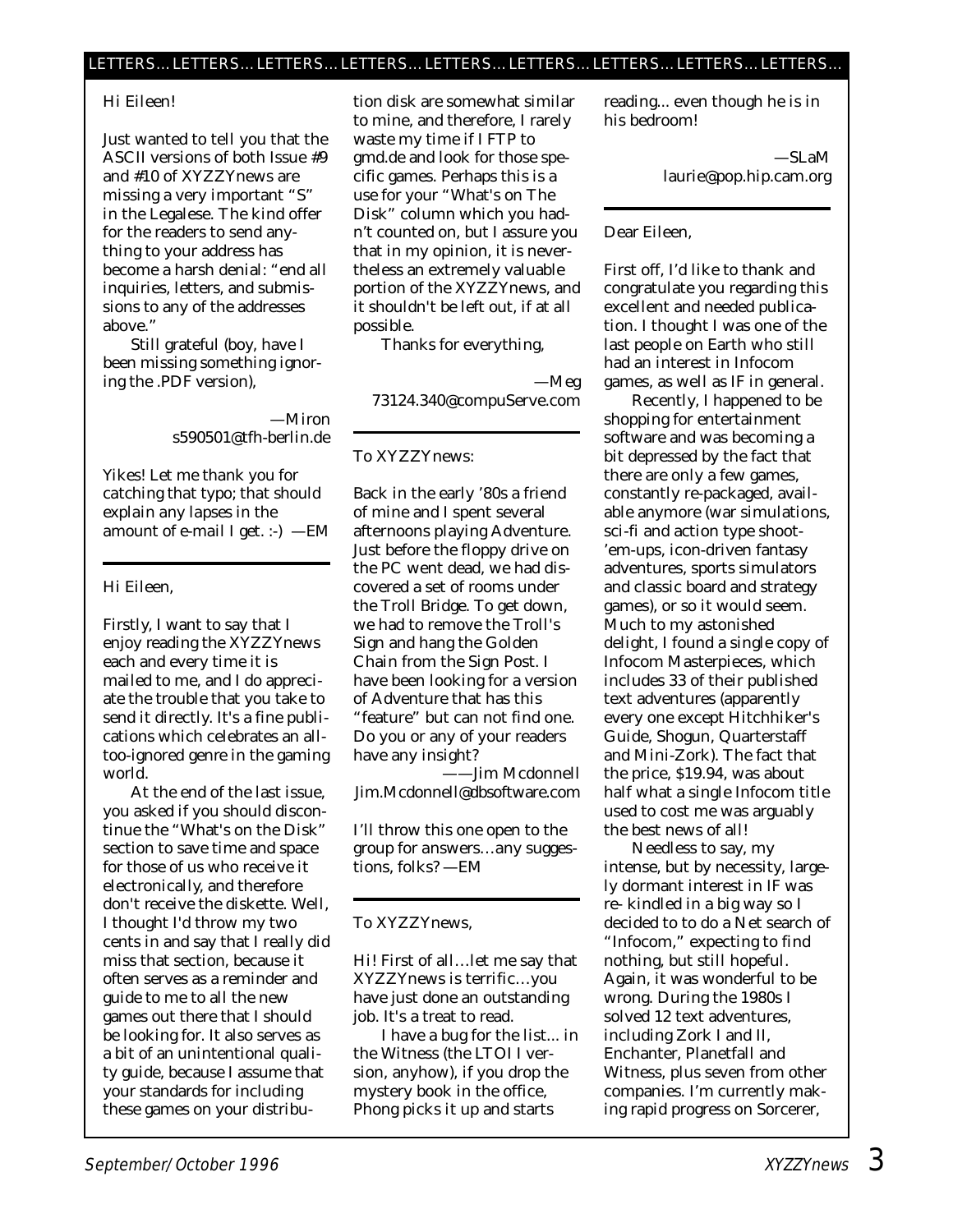## LETTERS... LETTERS... LETTERS... LETTERS... LETTERS... LETTERS... LETTERS... LETTERS... LETTERS...

Hi Eileen!

Just wanted to tell you that the ASCII versions of both Issue #9 and #10 of XYZZYnews are missing a very important "S" in the Legalese. The kind offer for the readers to send anything to your address has become a harsh denial: "end all inquiries, letters, and submissions to any of the addresses above."

Still grateful (boy, have I been missing something ignoring the .PDF version),

—Miron
s590501@tfh-berlin.de

Yikes! Let me thank you for catching that typo; that should explain any lapses in the amount of e-mail I get. :-) —EM

---

Hi Eileen,

Firstly, I want to say that I enjoy reading the XYZZYnews each and every time it is mailed to me, and I do appreciate the trouble that you take to send it directly. It's a fine publications which celebrates an all-too-ignored genre in the gaming world.

At the end of the last issue, you asked if you should discontinue the "What's on the Disk" section to save time and space for those of us who receive it electronically, and therefore don't receive the diskette. Well, I thought I'd throw my two cents in and say that I really did miss that section, because it often serves as a reminder and guide to me to all the new games out there that I should be looking for. It also serves as a bit of an unintentional quality guide, because I assume that your standards for including these games on your distribution disk are somewhat similar to mine, and therefore, I rarely waste my time if I FTP to gmd.de and look for those specific games. Perhaps this is a use for your "What's on The Disk" column which you hadn't counted on, but I assure you that in my opinion, it is nevertheless an extremely valuable portion of the XYZZYnews, and it shouldn't be left out, if at all possible.

Thanks for everything,

—Meg
73124.340@compuServe.com

---

To XYZZYnews:

Back in the early '80s a friend of mine and I spent several afternoons playing Adventure. Just before the floppy drive on the PC went dead, we had discovered a set of rooms under the Troll Bridge. To get down, we had to remove the Troll's Sign and hang the Golden Chain from the Sign Post. I have been looking for a version of Adventure that has this "feature" but can not find one. Do you or any of your readers have any insight?

——Jim Mcdonnell
Jim.Mcdonnell@dbsoftware.com

I'll throw this one open to the group for answers…any suggestions, folks? —EM

---

To XYZZYnews,

Hi! First of all…let me say that XYZZYnews is terrific…you have just done an outstanding job. It's a treat to read.

I have a bug for the list... in the Witness (the LTOI I version, anyhow), if you drop the mystery book in the office, Phong picks it up and starts reading... even though he is in his bedroom!

—SLaM
laurie@pop.hip.cam.org

---

Dear Eileen,

First off, I'd like to thank and congratulate you regarding this excellent and needed publication. I thought I was one of the last people on Earth who still had an interest in Infocom games, as well as IF in general.

Recently, I happened to be shopping for entertainment software and was becoming a bit depressed by the fact that there are only a few games, constantly re-packaged, available anymore (war simulations, sci-fi and action type shoot-'em-ups, icon-driven fantasy adventures, sports simulators and classic board and strategy games), or so it would seem. Much to my astonished delight, I found a single copy of Infocom Masterpieces, which includes 33 of their published text adventures (apparently every one except Hitchhiker's Guide, Shogun, Quarterstaff and Mini-Zork). The fact that the price, $19.94, was about half what a single Infocom title used to cost me was arguably the best news of all!

Needless to say, my intense, but by necessity, largely dormant interest in IF was re- kindled in a big way so I decided to to do a Net search of "Infocom," expecting to find nothing, but still hopeful. Again, it was wonderful to be wrong. During the 1980s I solved 12 text adventures, including Zork I and II, Enchanter, Planetfall and Witness, plus seven from other companies. I'm currently making rapid progress on Sorcerer,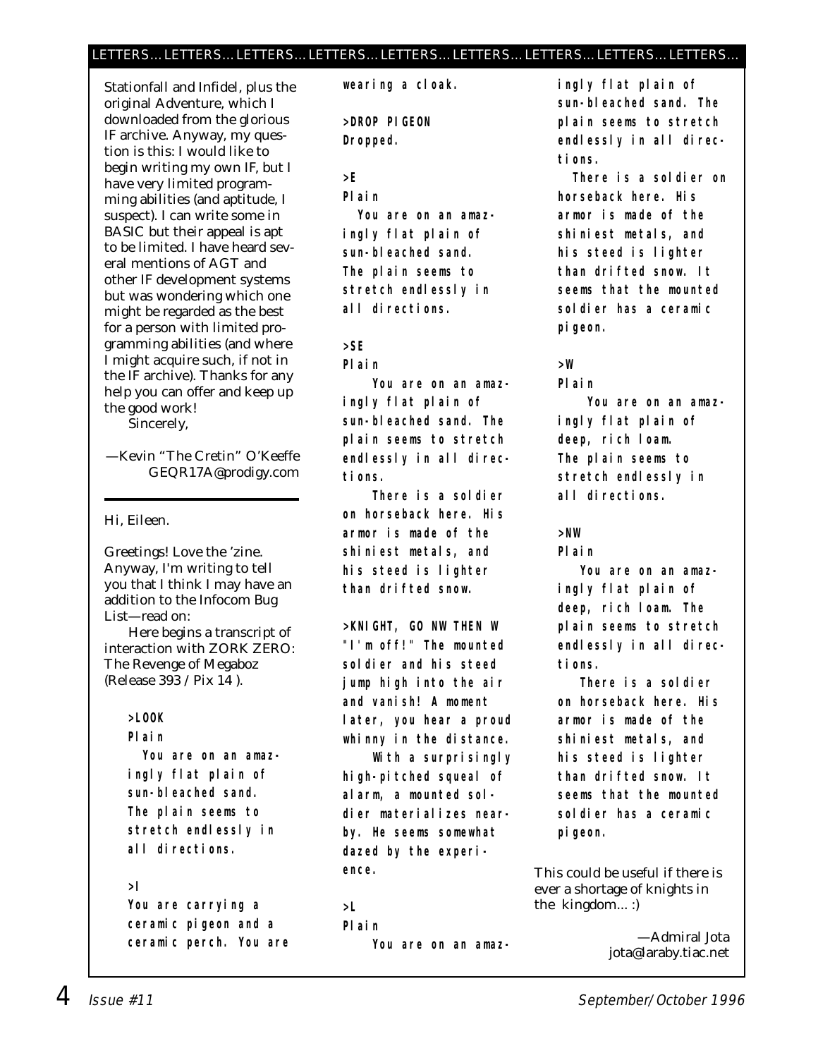Stationfall and Infidel, plus the original Adventure, which I downloaded from the glorious IF archive. Anyway, my question is this: I would like to begin writing my own IF, but I have very limited programming abilities (and aptitude, I suspect). I can write some in BASIC but their appeal is apt to be limited. I have heard several mentions of AGT and other IF development systems but was wondering which one might be regarded as the best for a person with limited programming abilities (and where I might acquire such, if not in the IF archive). Thanks for any help you can offer and keep up the good work!

Sincerely,

—Kevin "The Cretin" O'Keeffe
GEQR17A@prodigy.com

---

Hi, Eileen.

Greetings! Love the 'zine. Anyway, I'm writing to tell you that I think I may have an addition to the Infocom Bug List—read on:

Here begins a transcript of interaction with ZORK ZERO: The Revenge of Megaboz (Release 393 / Pix 14 ).

```
>LOOK
Plain
  You are on an amazingly flat plain of
sun-bleached sand. The plain seems to
stretch endlessly in all directions.

>I
You are carrying a ceramic pigeon and a
ceramic perch. You are wearing a cloak.

>DROP PIGEON
Dropped.

>E
Plain
  You are on an amazingly flat plain of
sun-bleached sand. The plain seems to
stretch endlessly in all directions.

>SE
Plain
  You are on an amazingly flat plain of
sun-bleached sand. The plain seems to stretch
endlessly in all directions.
  There is a soldier on horseback here. His
armor is made of the shiniest metals, and
his steed is lighter than drifted snow.

>KNIGHT, GO NW THEN W
"I'm off!" The mounted soldier and his steed
jump high into the air and vanish! A moment
later, you hear a proud whinny in the distance.
  With a surprisingly high-pitched squeal of
alarm, a mounted soldier materializes nearby.
He seems somewhat dazed by the experience.

>L
Plain
  You are on an amazingly flat plain of
sun-bleached sand. The plain seems to stretch
endlessly in all directions.
  There is a soldier on horseback here. His
armor is made of the shiniest metals, and
his steed is lighter than drifted snow. It
seems that the mounted soldier has a ceramic
pigeon.

>W
Plain
  You are on an amazingly flat plain of
deep, rich loam. The plain seems to
stretch endlessly in all directions.

>NW
Plain
  You are on an amazingly flat plain of
deep, rich loam. The plain seems to stretch
endlessly in all directions.
  There is a soldier on horseback here. His
armor is made of the shiniest metals, and
his steed is lighter than drifted snow. It
seems that the mounted soldier has a ceramic
pigeon.
```

This could be useful if there is ever a shortage of knights in the kingdom... :)

—Admiral Jota
jota@laraby.tiac.net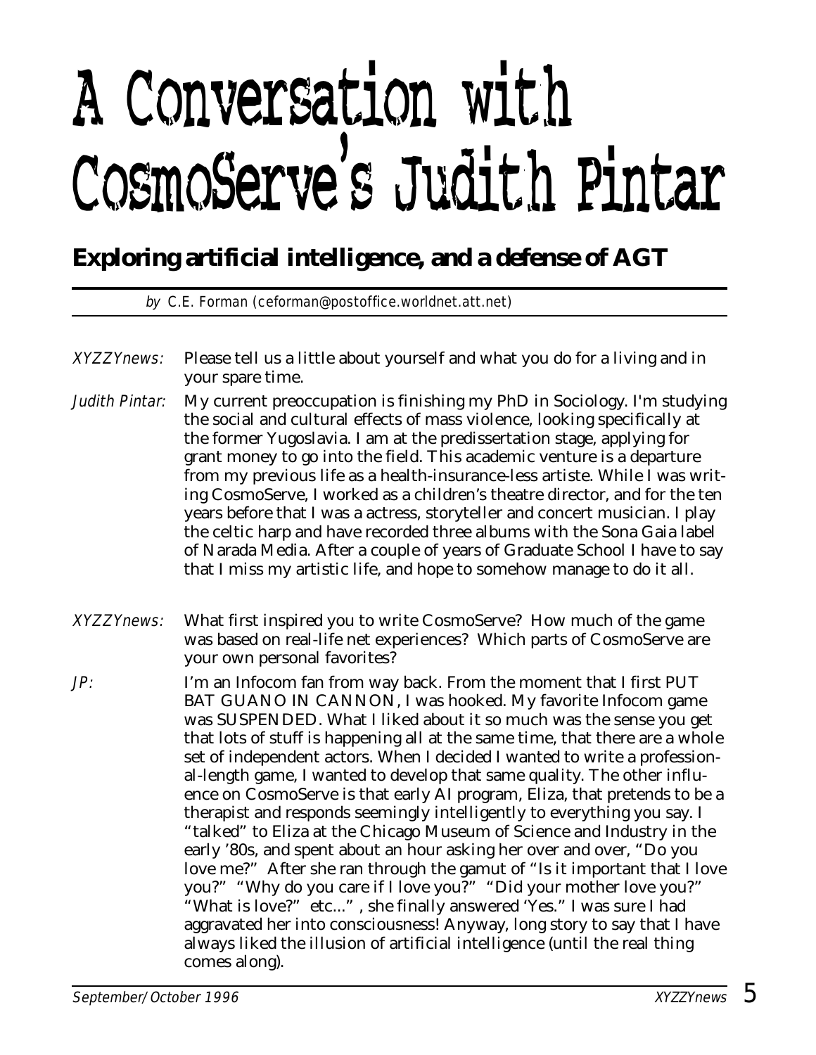# A Conversation with CosmoServe's Judith Pintar

## Exploring artificial intelligence, and a defense of AGT

*by* C.E. Forman (ceforman@postoffice.worldnet.att.net)

*XYZZYnews:* Please tell us a little about yourself and what you do for a living and in your spare time.

*Judith Pintar:* My current preoccupation is finishing my PhD in Sociology. I'm studying the social and cultural effects of mass violence, looking specifically at the former Yugoslavia. I am at the predissertation stage, applying for grant money to go into the field. This academic venture is a departure from my previous life as a health-insurance-less artiste. While I was writing CosmoServe, I worked as a children's theatre director, and for the ten years before that I was a actress, storyteller and concert musician. I play the celtic harp and have recorded three albums with the Sona Gaia label of Narada Media. After a couple of years of Graduate School I have to say that I miss my artistic life, and hope to somehow manage to do it all.

*XYZZYnews:* What first inspired you to write CosmoServe? How much of the game was based on real-life net experiences? Which parts of CosmoServe are your own personal favorites?

*JP:* I'm an Infocom fan from way back. From the moment that I first PUT BAT GUANO IN CANNON, I was hooked. My favorite Infocom game was SUSPENDED. What I liked about it so much was the sense you get that lots of stuff is happening all at the same time, that there are a whole set of independent actors. When I decided I wanted to write a professional-length game, I wanted to develop that same quality. The other influence on CosmoServe is that early AI program, Eliza, that pretends to be a therapist and responds seemingly intelligently to everything you say. I "talked" to Eliza at the Chicago Museum of Science and Industry in the early '80s, and spent about an hour asking her over and over, "Do you love me?" After she ran through the gamut of "Is it important that I love you?" "Why do you care if I love you?" "Did your mother love you?" "What is love?" etc...", she finally answered 'Yes." I was sure I had aggravated her into consciousness! Anyway, long story to say that I have always liked the illusion of artificial intelligence (until the real thing comes along).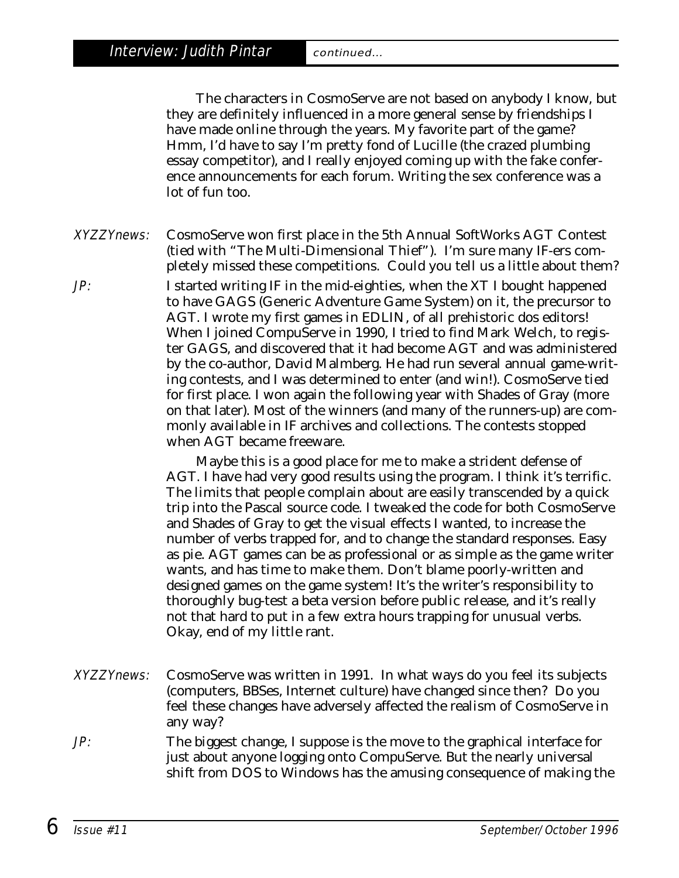The characters in CosmoServe are not based on anybody I know, but they are definitely influenced in a more general sense by friendships I have made online through the years. My favorite part of the game? Hmm, I'd have to say I'm pretty fond of Lucille (the crazed plumbing essay competitor), and I really enjoyed coming up with the fake conference announcements for each forum. Writing the sex conference was a lot of fun too.

*XYZZYnews:* CosmoServe won first place in the 5th Annual SoftWorks AGT Contest (tied with "The Multi-Dimensional Thief"). I'm sure many IF-ers completely missed these competitions. Could you tell us a little about them?

*JP:* I started writing IF in the mid-eighties, when the XT I bought happened to have GAGS (Generic Adventure Game System) on it, the precursor to AGT. I wrote my first games in EDLIN, of all prehistoric dos editors! When I joined CompuServe in 1990, I tried to find Mark Welch, to register GAGS, and discovered that it had become AGT and was administered by the co-author, David Malmberg. He had run several annual game-writing contests, and I was determined to enter (and win!). CosmoServe tied for first place. I won again the following year with Shades of Gray (more on that later). Most of the winners (and many of the runners-up) are commonly available in IF archives and collections. The contests stopped when AGT became freeware.

Maybe this is a good place for me to make a strident defense of AGT. I have had very good results using the program. I think it's terrific. The limits that people complain about are easily transcended by a quick trip into the Pascal source code. I tweaked the code for both CosmoServe and Shades of Gray to get the visual effects I wanted, to increase the number of verbs trapped for, and to change the standard responses. Easy as pie. AGT games can be as professional or as simple as the game writer wants, and has time to make them. Don't blame poorly-written and designed games on the game system! It's the writer's responsibility to thoroughly bug-test a beta version before public release, and it's really not that hard to put in a few extra hours trapping for unusual verbs. Okay, end of my little rant.

*XYZZYnews:* CosmoServe was written in 1991. In what ways do you feel its subjects (computers, BBSes, Internet culture) have changed since then? Do you feel these changes have adversely affected the realism of CosmoServe in any way?

*JP:* The biggest change, I suppose is the move to the graphical interface for just about anyone logging onto CompuServe. But the nearly universal shift from DOS to Windows has the amusing consequence of making the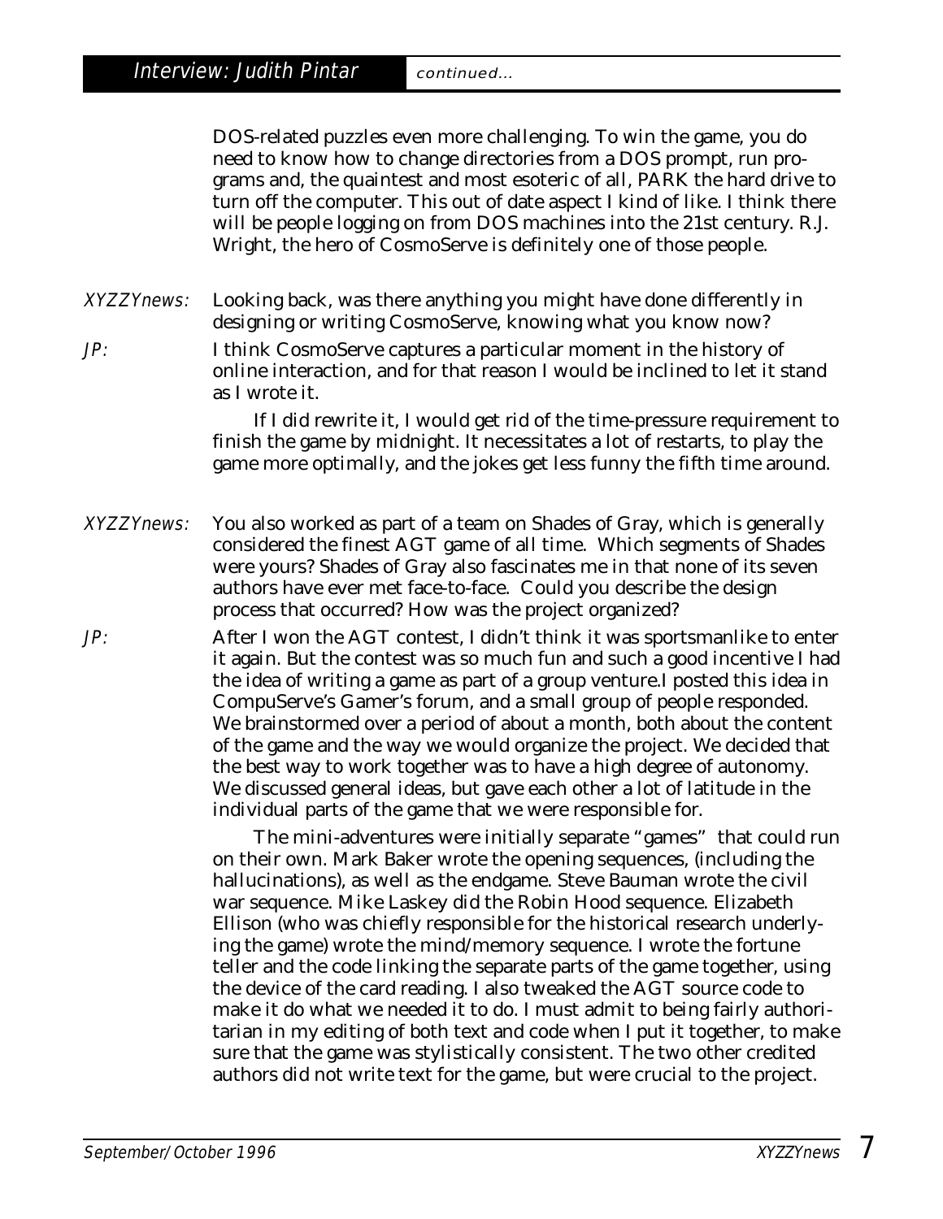DOS-related puzzles even more challenging. To win the game, you do need to know how to change directories from a DOS prompt, run programs and, the quaintest and most esoteric of all, PARK the hard drive to turn off the computer. This out of date aspect I kind of like. I think there will be people logging on from DOS machines into the 21st century. R.J. Wright, the hero of CosmoServe is definitely one of those people.

*XYZZYnews:* Looking back, was there anything you might have done differently in designing or writing CosmoServe, knowing what you know now?

*JP:* I think CosmoServe captures a particular moment in the history of online interaction, and for that reason I would be inclined to let it stand as I wrote it.

If I did rewrite it, I would get rid of the time-pressure requirement to finish the game by midnight. It necessitates a lot of restarts, to play the game more optimally, and the jokes get less funny the fifth time around.

*XYZZYnews:* You also worked as part of a team on Shades of Gray, which is generally considered the finest AGT game of all time. Which segments of Shades were yours? Shades of Gray also fascinates me in that none of its seven authors have ever met face-to-face. Could you describe the design process that occurred? How was the project organized?

*JP:* After I won the AGT contest, I didn't think it was sportsmanlike to enter it again. But the contest was so much fun and such a good incentive I had the idea of writing a game as part of a group venture.I posted this idea in CompuServe's Gamer's forum, and a small group of people responded. We brainstormed over a period of about a month, both about the content of the game and the way we would organize the project. We decided that the best way to work together was to have a high degree of autonomy. We discussed general ideas, but gave each other a lot of latitude in the individual parts of the game that we were responsible for.

The mini-adventures were initially separate "games" that could run on their own. Mark Baker wrote the opening sequences, (including the hallucinations), as well as the endgame. Steve Bauman wrote the civil war sequence. Mike Laskey did the Robin Hood sequence. Elizabeth Ellison (who was chiefly responsible for the historical research underlying the game) wrote the mind/memory sequence. I wrote the fortune teller and the code linking the separate parts of the game together, using the device of the card reading. I also tweaked the AGT source code to make it do what we needed it to do. I must admit to being fairly authoritarian in my editing of both text and code when I put it together, to make sure that the game was stylistically consistent. The two other credited authors did not write text for the game, but were crucial to the project.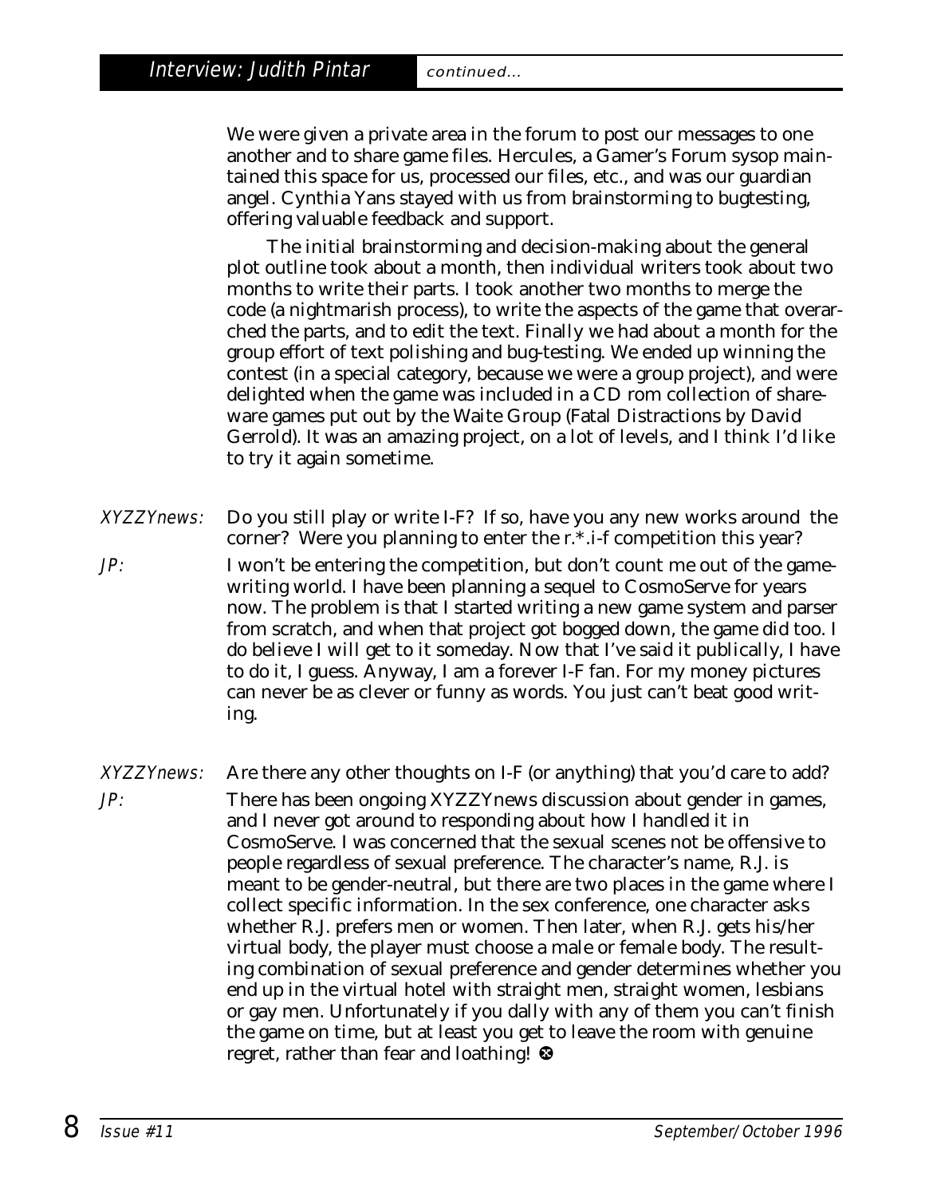We were given a private area in the forum to post our messages to one another and to share game files. Hercules, a Gamer's Forum sysop maintained this space for us, processed our files, etc., and was our guardian angel. Cynthia Yans stayed with us from brainstorming to bugtesting, offering valuable feedback and support.

The initial brainstorming and decision-making about the general plot outline took about a month, then individual writers took about two months to write their parts. I took another two months to merge the code (a nightmarish process), to write the aspects of the game that overarched the parts, and to edit the text. Finally we had about a month for the group effort of text polishing and bug-testing. We ended up winning the contest (in a special category, because we were a group project), and were delighted when the game was included in a CD rom collection of shareware games put out by the Waite Group (Fatal Distractions by David Gerrold). It was an amazing project, on a lot of levels, and I think I'd like to try it again sometime.

*XYZZYnews:* Do you still play or write I-F? If so, have you any new works around the corner? Were you planning to enter the r.*.i-f competition this year?

*JP:* I won't be entering the competition, but don't count me out of the game-writing world. I have been planning a sequel to CosmoServe for years now. The problem is that I started writing a new game system and parser from scratch, and when that project got bogged down, the game did too. I do believe I will get to it someday. Now that I've said it publically, I have to do it, I guess. Anyway, I am a forever I-F fan. For my money pictures can never be as clever or funny as words. You just can't beat good writing.

*XYZZYnews:* Are there any other thoughts on I-F (or anything) that you'd care to add?

*JP:* There has been ongoing XYZZYnews discussion about gender in games, and I never got around to responding about how I handled it in CosmoServe. I was concerned that the sexual scenes not be offensive to people regardless of sexual preference. The character's name, R.J. is meant to be gender-neutral, but there are two places in the game where I collect specific information. In the sex conference, one character asks whether R.J. prefers men or women. Then later, when R.J. gets his/her virtual body, the player must choose a male or female body. The resulting combination of sexual preference and gender determines whether you end up in the virtual hotel with straight men, straight women, lesbians or gay men. Unfortunately if you dally with any of them you can't finish the game on time, but at least you get to leave the room with genuine regret, rather than fear and loathing! ❂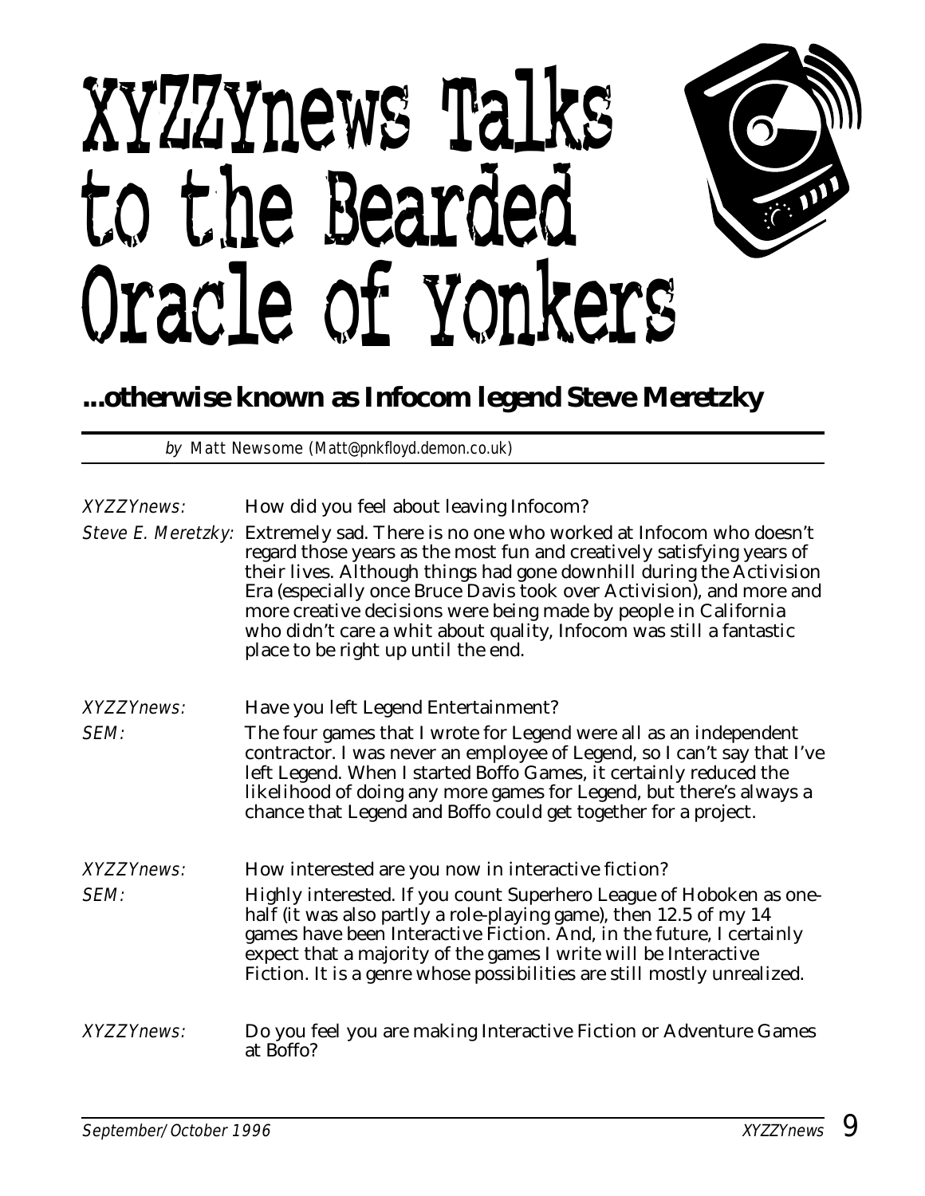# XYZZYnews Talks to the Bearded Oracle of Yonkers

## ...otherwise known as Infocom legend Steve Meretzky

*by* Matt Newsome (Matt@pnkfloyd.demon.co.uk)

*XYZZYnews:* How did you feel about leaving Infocom?

*Steve E. Meretzky:* Extremely sad. There is no one who worked at Infocom who doesn't regard those years as the most fun and creatively satisfying years of their lives. Although things had gone downhill during the Activision Era (especially once Bruce Davis took over Activision), and more and more creative decisions were being made by people in California who didn't care a whit about quality, Infocom was still a fantastic place to be right up until the end.

*XYZZYnews:* Have you left Legend Entertainment?

*SEM:* The four games that I wrote for Legend were all as an independent contractor. I was never an employee of Legend, so I can't say that I've left Legend. When I started Boffo Games, it certainly reduced the likelihood of doing any more games for Legend, but there's always a chance that Legend and Boffo could get together for a project.

*XYZZYnews:* How interested are you now in interactive fiction?

*SEM:* Highly interested. If you count Superhero League of Hoboken as one-half (it was also partly a role-playing game), then 12.5 of my 14 games have been Interactive Fiction. And, in the future, I certainly expect that a majority of the games I write will be Interactive Fiction. It is a genre whose possibilities are still mostly unrealized.

*XYZZYnews:* Do you feel you are making Interactive Fiction or Adventure Games at Boffo?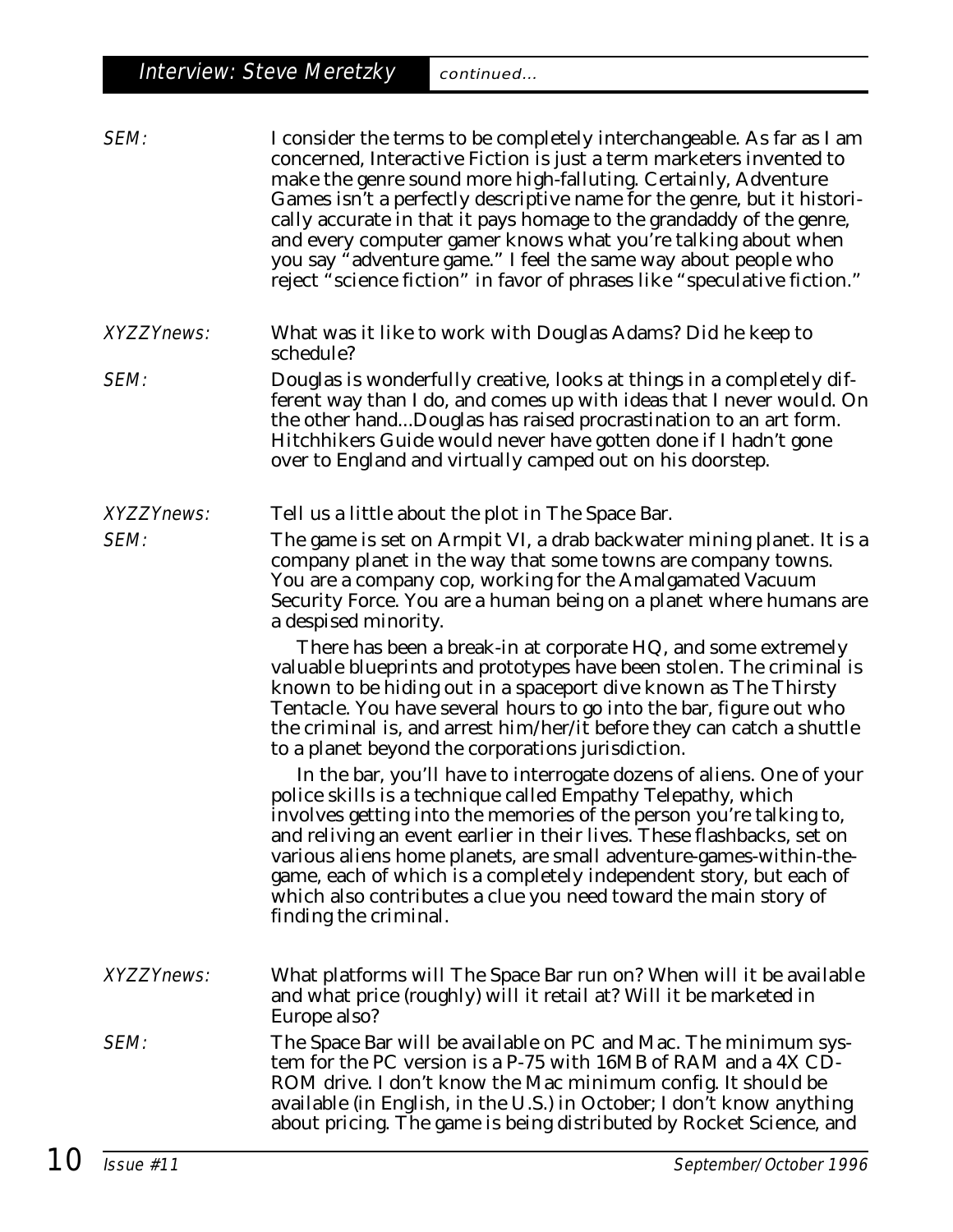**SEM:** I consider the terms to be completely interchangeable. As far as I am concerned, Interactive Fiction is just a term marketers invented to make the genre sound more high-falluting. Certainly, Adventure Games isn't a perfectly descriptive name for the genre, but it historically accurate in that it pays homage to the grandaddy of the genre, and every computer gamer knows what you're talking about when you say "adventure game." I feel the same way about people who reject "science fiction" in favor of phrases like "speculative fiction."

**XYZZYnews:** What was it like to work with Douglas Adams? Did he keep to schedule?

**SEM:** Douglas is wonderfully creative, looks at things in a completely different way than I do, and comes up with ideas that I never would. On the other hand...Douglas has raised procrastination to an art form. Hitchhikers Guide would never have gotten done if I hadn't gone over to England and virtually camped out on his doorstep.

**XYZZYnews:** Tell us a little about the plot in The Space Bar.

**SEM:** The game is set on Armpit VI, a drab backwater mining planet. It is a company planet in the way that some towns are company towns. You are a company cop, working for the Amalgamated Vacuum Security Force. You are a human being on a planet where humans are a despised minority.

There has been a break-in at corporate HQ, and some extremely valuable blueprints and prototypes have been stolen. The criminal is known to be hiding out in a spaceport dive known as The Thirsty Tentacle. You have several hours to go into the bar, figure out who the criminal is, and arrest him/her/it before they can catch a shuttle to a planet beyond the corporations jurisdiction.

In the bar, you'll have to interrogate dozens of aliens. One of your police skills is a technique called Empathy Telepathy, which involves getting into the memories of the person you're talking to, and reliving an event earlier in their lives. These flashbacks, set on various aliens home planets, are small adventure-games-within-the-game, each of which is a completely independent story, but each of which also contributes a clue you need toward the main story of finding the criminal.

**XYZZYnews:** What platforms will The Space Bar run on? When will it be available and what price (roughly) will it retail at? Will it be marketed in Europe also?

**SEM:** The Space Bar will be available on PC and Mac. The minimum system for the PC version is a P-75 with 16MB of RAM and a 4X CD-ROM drive. I don't know the Mac minimum config. It should be available (in English, in the U.S.) in October; I don't know anything about pricing. The game is being distributed by Rocket Science, and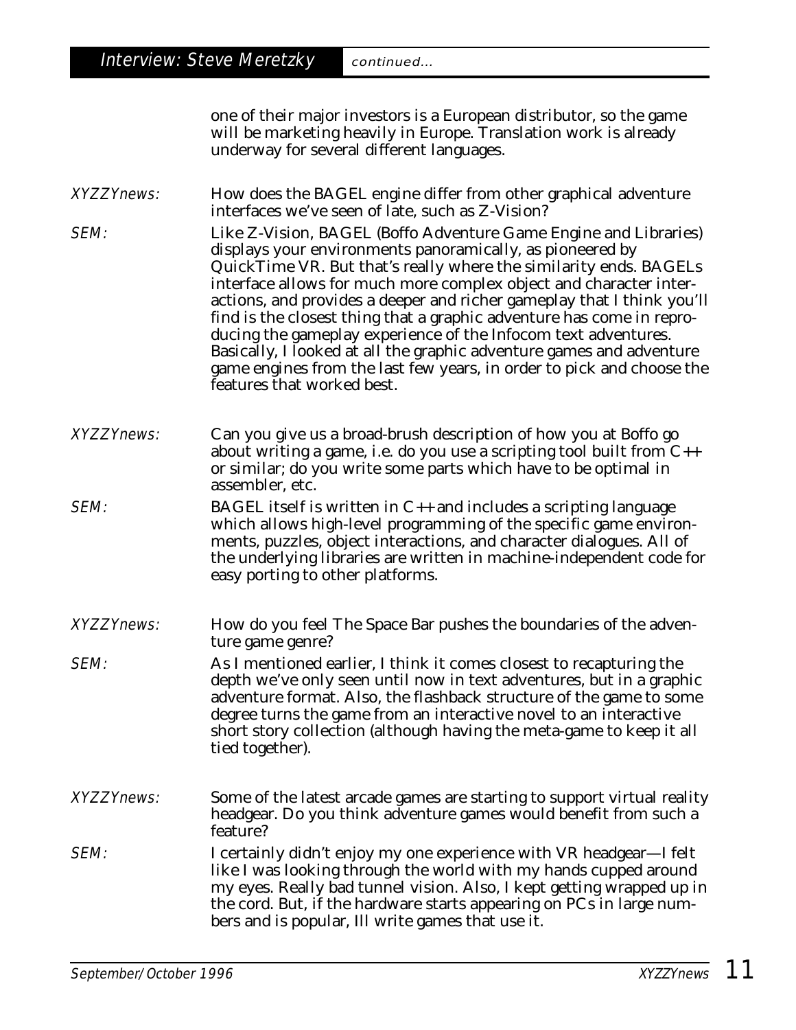one of their major investors is a European distributor, so the game will be marketing heavily in Europe. Translation work is already underway for several different languages.

*XYZZYnews:* How does the BAGEL engine differ from other graphical adventure interfaces we've seen of late, such as Z-Vision?

*SEM:* Like Z-Vision, BAGEL (Boffo Adventure Game Engine and Libraries) displays your environments panoramically, as pioneered by QuickTime VR. But that's really where the similarity ends. BAGELs interface allows for much more complex object and character interactions, and provides a deeper and richer gameplay that I think you'll find is the closest thing that a graphic adventure has come in reproducing the gameplay experience of the Infocom text adventures. Basically, I looked at all the graphic adventure games and adventure game engines from the last few years, in order to pick and choose the features that worked best.

*XYZZYnews:* Can you give us a broad-brush description of how you at Boffo go about writing a game, i.e. do you use a scripting tool built from C++ or similar; do you write some parts which have to be optimal in assembler, etc.

*SEM:* BAGEL itself is written in C++ and includes a scripting language which allows high-level programming of the specific game environments, puzzles, object interactions, and character dialogues. All of the underlying libraries are written in machine-independent code for easy porting to other platforms.

*XYZZYnews:* How do you feel The Space Bar pushes the boundaries of the adventure game genre?

*SEM:* As I mentioned earlier, I think it comes closest to recapturing the depth we've only seen until now in text adventures, but in a graphic adventure format. Also, the flashback structure of the game to some degree turns the game from an interactive novel to an interactive short story collection (although having the meta-game to keep it all tied together).

*XYZZYnews:* Some of the latest arcade games are starting to support virtual reality headgear. Do you think adventure games would benefit from such a feature?

*SEM:* I certainly didn't enjoy my one experience with VR headgear—I felt like I was looking through the world with my hands cupped around my eyes. Really bad tunnel vision. Also, I kept getting wrapped up in the cord. But, if the hardware starts appearing on PCs in large numbers and is popular, Ill write games that use it.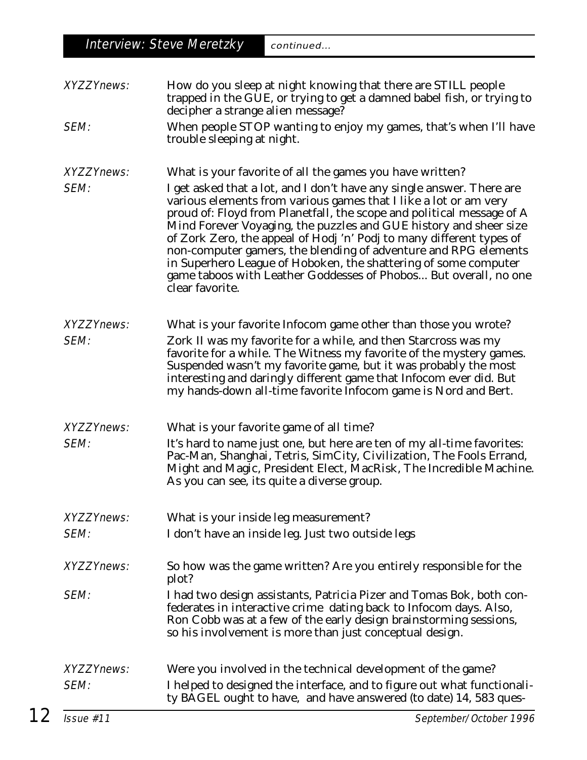## Interview: Steve Meretzky *continued...*

*XYZZYnews:* How do you sleep at night knowing that there are STILL people trapped in the GUE, or trying to get a damned babel fish, or trying to decipher a strange alien message?

*SEM:* When people STOP wanting to enjoy my games, that's when I'll have trouble sleeping at night.

*XYZZYnews:* What is your favorite of all the games you have written?

*SEM:* I get asked that a lot, and I don't have any single answer. There are various elements from various games that I like a lot or am very proud of: Floyd from Planetfall, the scope and political message of A Mind Forever Voyaging, the puzzles and GUE history and sheer size of Zork Zero, the appeal of Hodj 'n' Podj to many different types of non-computer gamers, the blending of adventure and RPG elements in Superhero League of Hoboken, the shattering of some computer game taboos with Leather Goddesses of Phobos... But overall, no one clear favorite.

*XYZZYnews:* What is your favorite Infocom game other than those you wrote?

*SEM:* Zork II was my favorite for a while, and then Starcross was my favorite for a while. The Witness my favorite of the mystery games. Suspended wasn't my favorite game, but it was probably the most interesting and daringly different game that Infocom ever did. But my hands-down all-time favorite Infocom game is Nord and Bert.

*XYZZYnews:* What is your favorite game of all time?

*SEM:* It's hard to name just one, but here are ten of my all-time favorites: Pac-Man, Shanghai, Tetris, SimCity, Civilization, The Fools Errand, Might and Magic, President Elect, MacRisk, The Incredible Machine. As you can see, its quite a diverse group.

*XYZZYnews:* What is your inside leg measurement?

*SEM:* I don't have an inside leg. Just two outside legs

*XYZZYnews:* So how was the game written? Are you entirely responsible for the plot?

*SEM:* I had two design assistants, Patricia Pizer and Tomas Bok, both confederates in interactive crime dating back to Infocom days. Also, Ron Cobb was at a few of the early design brainstorming sessions, so his involvement is more than just conceptual design.

*XYZZYnews:* Were you involved in the technical development of the game?

*SEM:* I helped to designed the interface, and to figure out what functionality BAGEL ought to have, and have answered (to date) 14, 583 ques-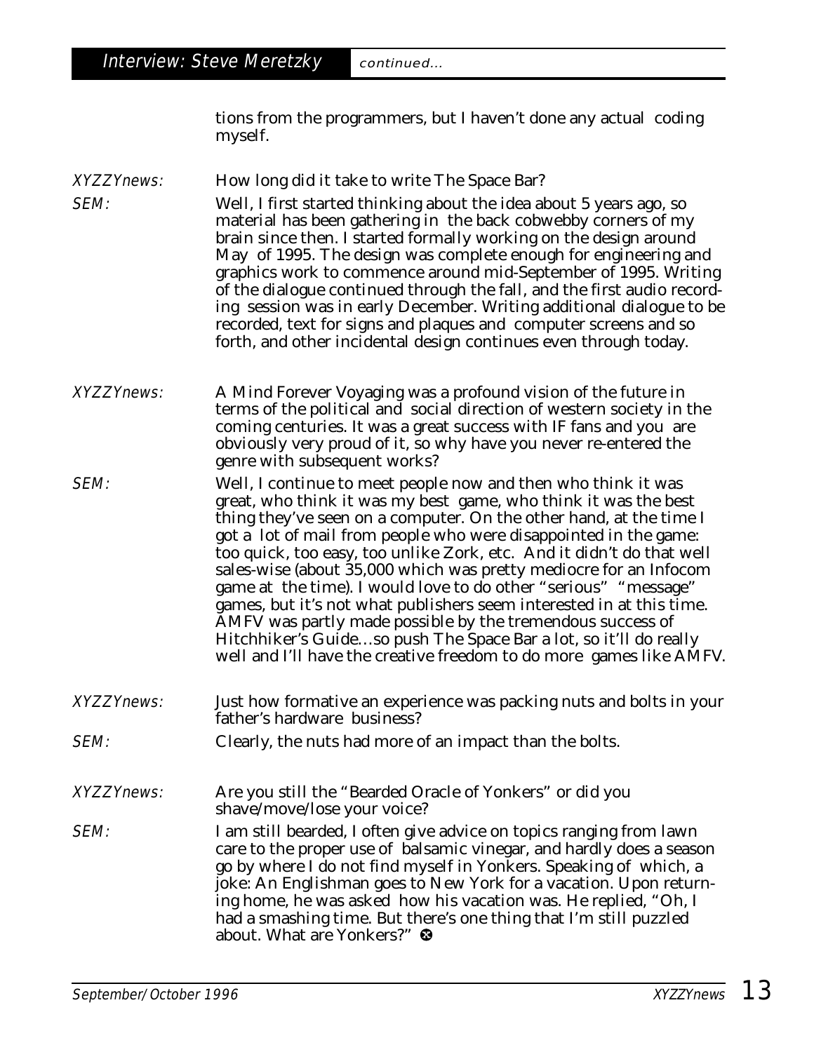tions from the programmers, but I haven't done any actual coding myself.

*XYZZYnews:* How long did it take to write The Space Bar?

*SEM:* Well, I first started thinking about the idea about 5 years ago, so material has been gathering in the back cobwebby corners of my brain since then. I started formally working on the design around May of 1995. The design was complete enough for engineering and graphics work to commence around mid-September of 1995. Writing of the dialogue continued through the fall, and the first audio recording session was in early December. Writing additional dialogue to be recorded, text for signs and plaques and computer screens and so forth, and other incidental design continues even through today.

*XYZZYnews:* A Mind Forever Voyaging was a profound vision of the future in terms of the political and social direction of western society in the coming centuries. It was a great success with IF fans and you are obviously very proud of it, so why have you never re-entered the genre with subsequent works?

*SEM:* Well, I continue to meet people now and then who think it was great, who think it was my best game, who think it was the best thing they've seen on a computer. On the other hand, at the time I got a lot of mail from people who were disappointed in the game: too quick, too easy, too unlike Zork, etc. And it didn't do that well sales-wise (about 35,000 which was pretty mediocre for an Infocom game at the time). I would love to do other "serious" "message" games, but it's not what publishers seem interested in at this time. AMFV was partly made possible by the tremendous success of Hitchhiker's Guide…so push The Space Bar a lot, so it'll do really well and I'll have the creative freedom to do more games like AMFV.

*XYZZYnews:* Just how formative an experience was packing nuts and bolts in your father's hardware business?

*SEM:* Clearly, the nuts had more of an impact than the bolts.

*XYZZYnews:* Are you still the "Bearded Oracle of Yonkers" or did you shave/move/lose your voice?

*SEM:* I am still bearded, I often give advice on topics ranging from lawn care to the proper use of balsamic vinegar, and hardly does a season go by where I do not find myself in Yonkers. Speaking of which, a joke: An Englishman goes to New York for a vacation. Upon returning home, he was asked how his vacation was. He replied, "Oh, I had a smashing time. But there's one thing that I'm still puzzled about. What are Yonkers?"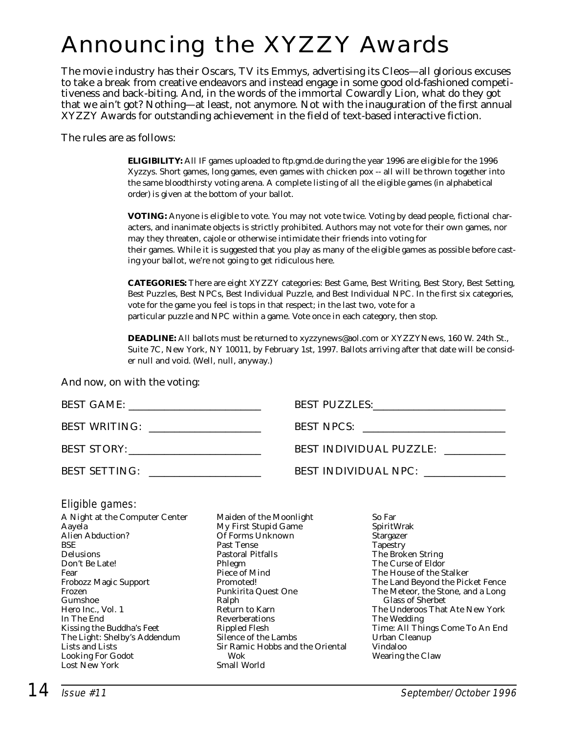# Announcing the XYZZY Awards

The movie industry has their Oscars, TV its Emmys, advertising its Cleos—all glorious excuses to take a break from creative endeavors and instead engage in some good old-fashioned competitiveness and back-biting. And, in the words of the immortal Cowardly Lion, what do they got that we ain't got? Nothing—at least, not anymore. Not with the inauguration of the first annual XYZZY Awards for outstanding achievement in the field of text-based interactive fiction.

The rules are as follows:

> **ELIGIBILITY:** All IF games uploaded to ftp.gmd.de during the year 1996 are eligible for the 1996 Xyzzys. Short games, long games, even games with chicken pox -- all will be thrown together into the same bloodthirsty voting arena. A complete listing of all the eligible games (in alphabetical order) is given at the bottom of your ballot.
>
> **VOTING:** Anyone is eligible to vote. You may not vote twice. Voting by dead people, fictional characters, and inanimate objects is strictly prohibited. Authors may not vote for their own games, nor may they threaten, cajole or otherwise intimidate their friends into voting for their games. While it is suggested that you play as many of the eligible games as possible before casting your ballot, we're not going to get ridiculous here.
>
> **CATEGORIES:** There are eight XYZZY categories: Best Game, Best Writing, Best Story, Best Setting, Best Puzzles, Best NPCs, Best Individual Puzzle, and Best Individual NPC. In the first six categories, vote for the game you feel is tops in that respect; in the last two, vote for a particular puzzle and NPC within a game. Vote once in each category, then stop.
>
> **DEADLINE:** All ballots must be returned to xyzzynews@aol.com or XYZZYNews, 160 W. 24th St., Suite 7C, New York, NY 10011, by February 1st, 1997. Ballots arriving after that date will be consider null and void. (Well, null, anyway.)

And now, on with the voting:

BEST GAME: ____________________

BEST WRITING: ____________________

BEST STORY: ____________________

BEST SETTING: ____________________

BEST PUZZLES: ____________________

BEST NPCS: ____________________

BEST INDIVIDUAL PUZZLE: ____________________

BEST INDIVIDUAL NPC: ____________________

*Eligible games:*

A Night at the Computer Center
Aayela
Alien Abduction?
BSE
Delusions
Don't Be Late!
Fear
Frobozz Magic Support
Frozen
Gumshoe
Hero Inc., Vol. 1
In The End
Kissing the Buddha's Feet
The Light: Shelby's Addendum
Lists and Lists
Looking For Godot
Lost New York
Maiden of the Moonlight
My First Stupid Game
Of Forms Unknown
Past Tense
Pastoral Pitfalls
Phlegm
Piece of Mind
Promoted!
Punkirita Quest One
Ralph
Return to Karn
Reverberations
Rippled Flesh
Silence of the Lambs
Sir Ramic Hobbs and the Oriental Wok
Small World
So Far
SpiritWrak
Stargazer
Tapestry
The Broken String
The Curse of Eldor
The House of the Stalker
The Land Beyond the Picket Fence
The Meteor, the Stone, and a Long Glass of Sherbet
The Underoos That Ate New York
The Wedding
Time: All Things Come To An End
Urban Cleanup
Vindaloo
Wearing the Claw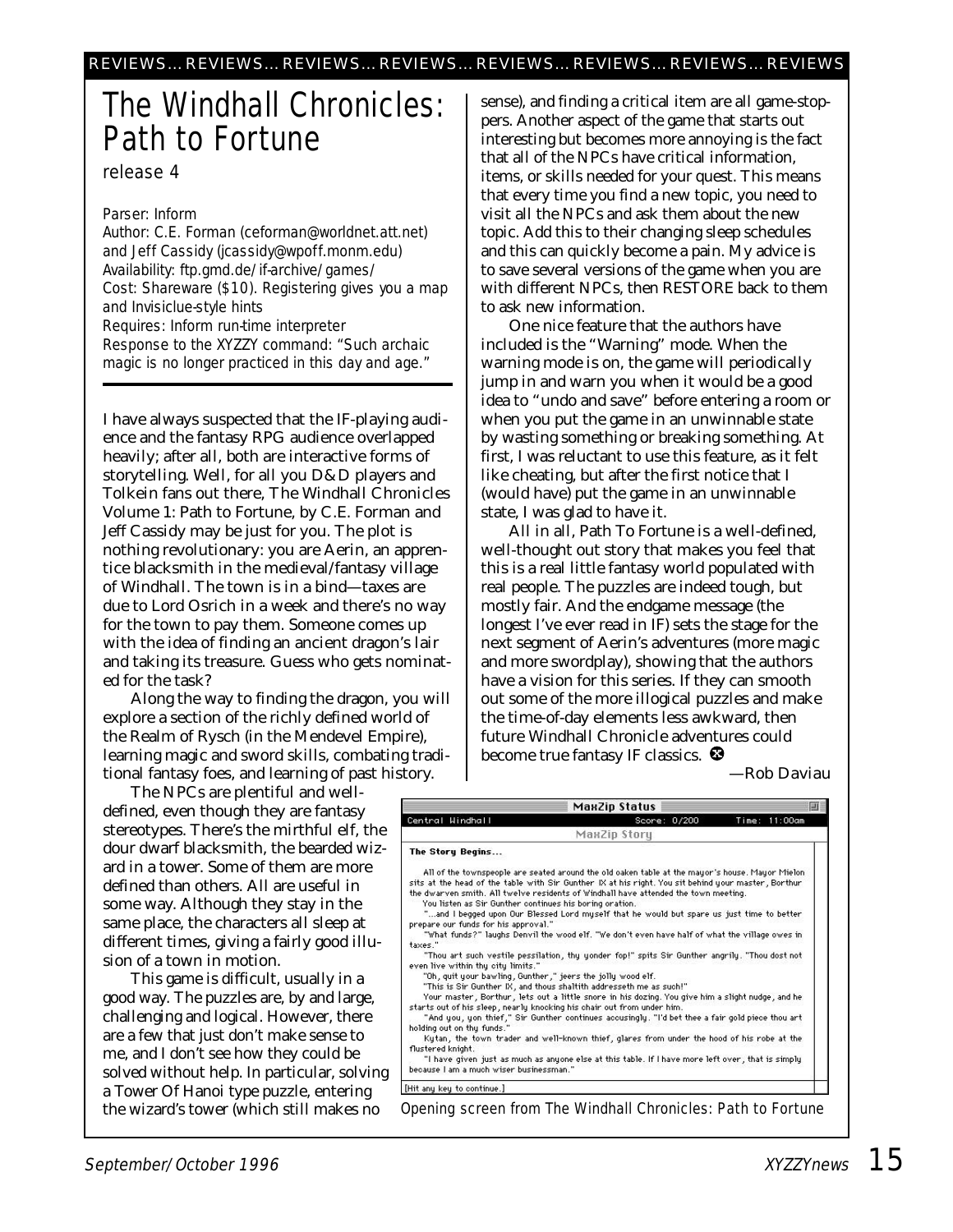REVIEWS... REVIEWS... REVIEWS... REVIEWS... REVIEWS... REVIEWS... REVIEWS... REVIEWS

# The Windhall Chronicles: Path to Fortune

*release 4*

*Parser: Inform*
*Author: C.E. Forman (ceforman@worldnet.att.net) and Jeff Cassidy (jcassidy@wpoff.monm.edu)*
*Availability: ftp.gmd.de/if-archive/games/*
*Cost: Shareware ($10). Registering gives you a map and Invisiclue-style hints*
*Requires: Inform run-time interpreter*
*Response to the XYZZY command: "Such archaic magic is no longer practiced in this day and age."*

---

I have always suspected that the IF-playing audience and the fantasy RPG audience overlapped heavily; after all, both are interactive forms of storytelling. Well, for all you D&D players and Tolkein fans out there, The Windhall Chronicles Volume 1: Path to Fortune, by C.E. Forman and Jeff Cassidy may be just for you. The plot is nothing revolutionary: you are Aerin, an apprentice blacksmith in the medieval/fantasy village of Windhall. The town is in a bind—taxes are due to Lord Osrich in a week and there's no way for the town to pay them. Someone comes up with the idea of finding an ancient dragon's lair and taking its treasure. Guess who gets nominated for the task?

Along the way to finding the dragon, you will explore a section of the richly defined world of the Realm of Rysch (in the Mendevel Empire), learning magic and sword skills, combating traditional fantasy foes, and learning of past history.

The NPCs are plentiful and well-defined, even though they are fantasy stereotypes. There's the mirthful elf, the dour dwarf blacksmith, the bearded wizard in a tower. Some of them are more defined than others. All are useful in some way. Although they stay in the same place, the characters all sleep at different times, giving a fairly good illusion of a town in motion.

This game is difficult, usually in a good way. The puzzles are, by and large, challenging and logical. However, there are a few that just don't make sense to me, and I don't see how they could be solved without help. In particular, solving a Tower Of Hanoi type puzzle, entering the wizard's tower (which still makes no sense), and finding a critical item are all game-stoppers. Another aspect of the game that starts out interesting but becomes more annoying is the fact that all of the NPCs have critical information, items, or skills needed for your quest. This means that every time you find a new topic, you need to visit all the NPCs and ask them about the new topic. Add this to their changing sleep schedules and this can quickly become a pain. My advice is to save several versions of the game when you are with different NPCs, then RESTORE back to them to ask new information.

One nice feature that the authors have included is the "Warning" mode. When the warning mode is on, the game will periodically jump in and warn you when it would be a good idea to "undo and save" before entering a room or when you put the game in an unwinnable state by wasting something or breaking something. At first, I was reluctant to use this feature, as it felt like cheating, but after the first notice that I (would have) put the game in an unwinnable state, I was glad to have it.

All in all, Path To Fortune is a well-defined, well-thought out story that makes you feel that this is a real little fantasy world populated with real people. The puzzles are indeed tough, but mostly fair. And the endgame message (the longest I've ever read in IF) sets the stage for the next segment of Aerin's adventures (more magic and more swordplay), showing that the authors have a vision for this series. If they can smooth out some of the more illogical puzzles and make the time-of-day elements less awkward, then future Windhall Chronicle adventures could become true fantasy IF classics.

—Rob Daviau

```
MaxZip Status
Central Windhall                    Score: 0/200        Time: 11:00am
MaxZip Story

The Story Begins...

   All of the townspeople are seated around the old oaken table at the mayor's house. Mayor Mielon
sits at the head of the table with Sir Gunther IX at his right. You sit behind your master, Borthur
the dwarven smith. All twelve residents of Windhall have attended the town meeting.
   You listen as Sir Gunther continues his boring oration.
   "...and I begged upon Our Blessed Lord myself that he would but spare us just time to better
prepare our funds for his approval."
   "What funds?" laughs Denvil the wood elf. "We don't even have half of what the village owes in
taxes."
   "Thou art such vestile pessilation, thy yonder fop!" spits Sir Gunther angrily. "Thou dost not
even live within thy city limits."
   "Oh, quit your bawling, Gunther," jeers the jolly wood elf.
   "This is Sir Gunther IX, and thous shaltith addresseth me as such!"
   Your master, Borthur, lets out a little snore in his dozing. You give him a slight nudge, and he
starts out of his sleep, nearly knocking his chair out from under him.
   "And you, yon thief," Sir Gunther continues accusingly. "I'd bet thee a fair gold piece thou art
holding out on thy funds."
   Kytan, the town trader and well-known thief, glares from under the hood of his robe at the
flustered knight.
   "I have given just as much as anyone else at this table. If I have more left over, that is simply
because I am a much wiser businessman."

[Hit any key to continue.]
```

*Opening screen from The Windhall Chronicles: Path to Fortune*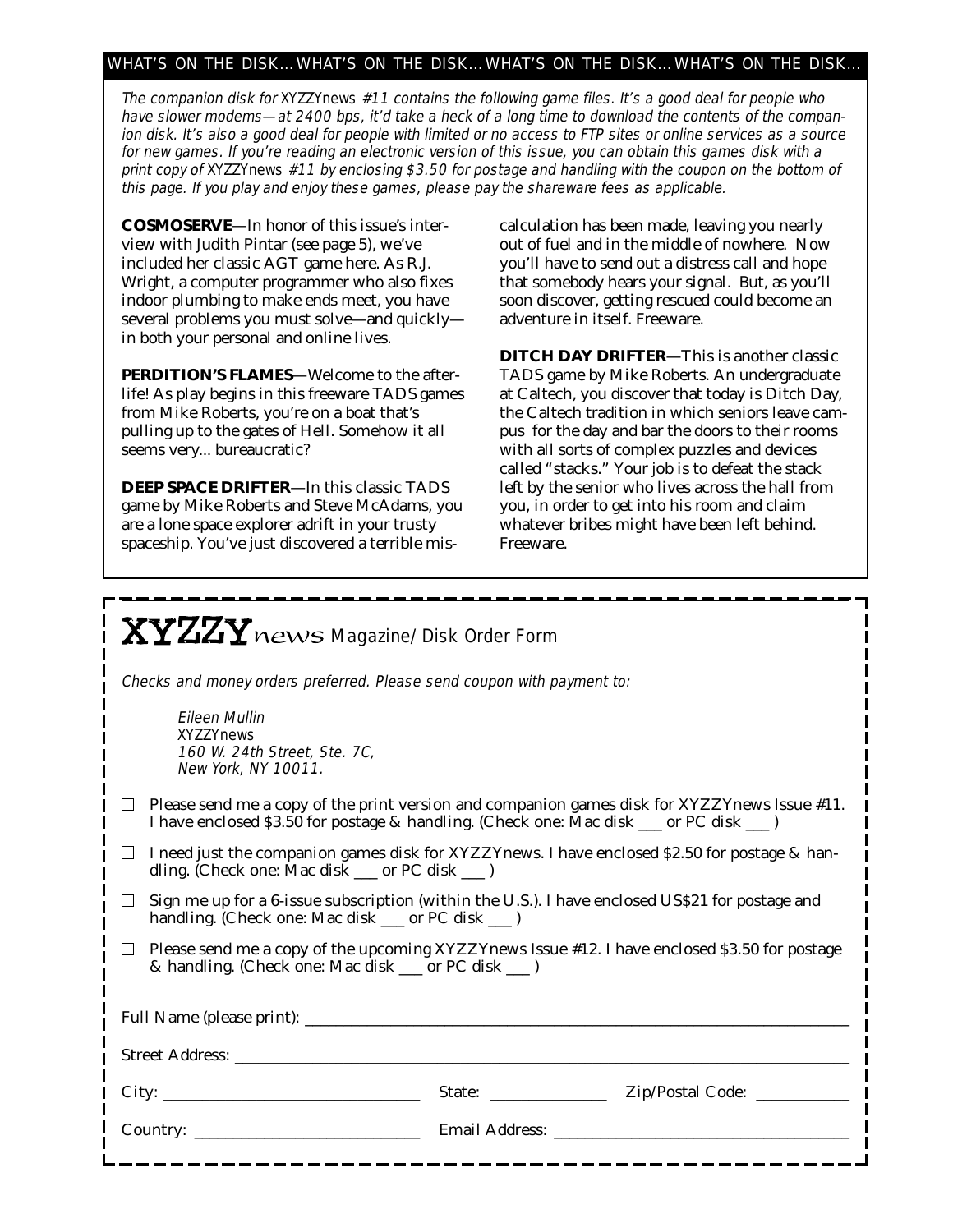## WHAT'S ON THE DISK... WHAT'S ON THE DISK... WHAT'S ON THE DISK... WHAT'S ON THE DISK...

*The companion disk for XYZZYnews #11 contains the following game files. It's a good deal for people who have slower modems—at 2400 bps, it'd take a heck of a long time to download the contents of the companion disk. It's also a good deal for people with limited or no access to FTP sites or online services as a source for new games. If you're reading an electronic version of this issue, you can obtain this games disk with a print copy of XYZZYnews #11 by enclosing $3.50 for postage and handling with the coupon on the bottom of this page. If you play and enjoy these games, please pay the shareware fees as applicable.*

**COSMOSERVE**—In honor of this issue's interview with Judith Pintar (see page 5), we've included her classic AGT game here. As R.J. Wright, a computer programmer who also fixes indoor plumbing to make ends meet, you have several problems you must solve—and quickly—in both your personal and online lives.

**PERDITION'S FLAMES**—Welcome to the afterlife! As play begins in this freeware TADS games from Mike Roberts, you're on a boat that's pulling up to the gates of Hell. Somehow it all seems very... bureaucratic?

**DEEP SPACE DRIFTER**—In this classic TADS game by Mike Roberts and Steve McAdams, you are a lone space explorer adrift in your trusty spaceship. You've just discovered a terrible miscalculation has been made, leaving you nearly out of fuel and in the middle of nowhere. Now you'll have to send out a distress call and hope that somebody hears your signal. But, as you'll soon discover, getting rescued could become an adventure in itself. Freeware.

**DITCH DAY DRIFTER**—This is another classic TADS game by Mike Roberts. An undergraduate at Caltech, you discover that today is Ditch Day, the Caltech tradition in which seniors leave campus for the day and bar the doors to their rooms with all sorts of complex puzzles and devices called "stacks." Your job is to defeat the stack left by the senior who lives across the hall from you, in order to get into his room and claim whatever bribes might have been left behind. Freeware.

---

## XYZZY*news* Magazine/Disk Order Form

*Checks and money orders preferred. Please send coupon with payment to:*

*Eileen Mullin*
*XYZZYnews*
*160 W. 24th Street, Ste. 7C,*
*New York, NY 10011.*

☐ Please send me a copy of the print version and companion games disk for XYZZYnews Issue #11. I have enclosed $3.50 for postage & handling. (Check one: Mac disk ___ or PC disk ___ )

☐ I need just the companion games disk for XYZZYnews. I have enclosed $2.50 for postage & handling. (Check one: Mac disk ___ or PC disk ___ )

☐ Sign me up for a 6-issue subscription (within the U.S.). I have enclosed US$21 for postage and handling. (Check one: Mac disk ___ or PC disk ___ )

☐ Please send me a copy of the upcoming XYZZYnews Issue #12. I have enclosed $3.50 for postage & handling. (Check one: Mac disk ___ or PC disk ___ )

Full Name (please print): ______________________________

Street Address: ______________________________

City: ____________________ State: __________ Zip/Postal Code: __________

Country: ____________________ Email Address: ______________________________